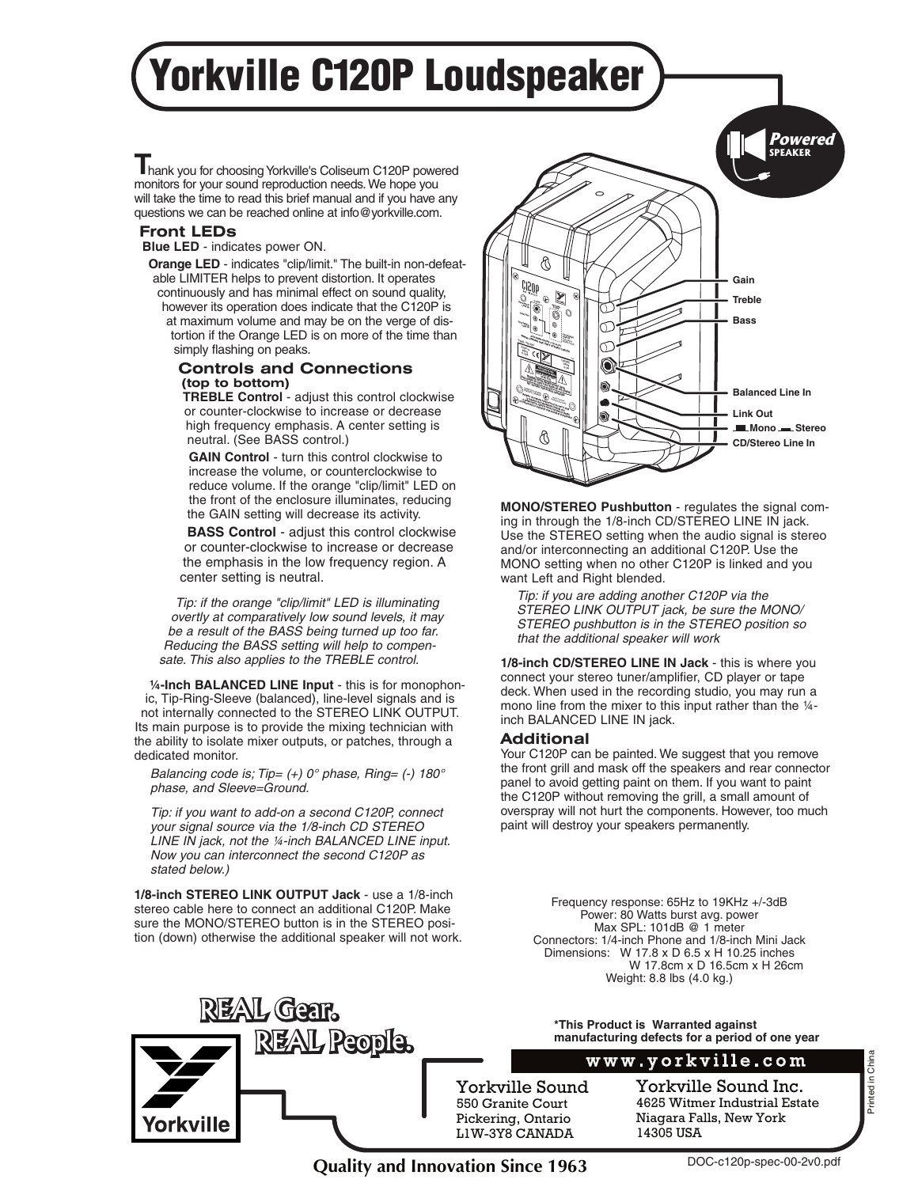# Yorkville C120P Loudspeaker

Thank you for choosing Yorkville's Coliseum C120P powered monitors for your sound reproduction needs. We hope you will take the time to read this brief manual and if you have any questions we can be reached online at info@yorkville.com.

### Front LEDs

**Blue LED** - indicates power ON.

**Orange LED** - indicates "clip/limit." The built-in non-defeatable LIMITER helps to prevent distortion. It operates continuously and has minimal effect on sound quality, however its operation does indicate that the C120P is at maximum volume and may be on the verge of distortion if the Orange LED is on more of the time than simply flashing on peaks.

### Controls and Connections
**(top to bottom)**

**TREBLE Control** - adjust this control clockwise or counter-clockwise to increase or decrease high frequency emphasis. A center setting is neutral. (See BASS control.)

**GAIN Control** - turn this control clockwise to increase the volume, or counterclockwise to reduce volume. If the orange "clip/limit" LED on the front of the enclosure illuminates, reducing the GAIN setting will decrease its activity.

**BASS Control** - adjust this control clockwise or counter-clockwise to increase or decrease the emphasis in the low frequency region. A center setting is neutral.

*Tip: if the orange "clip/limit" LED is illuminating overtly at comparatively low sound levels, it may be a result of the BASS being turned up too far. Reducing the BASS setting will help to compensate. This also applies to the TREBLE control.*

**¼-Inch BALANCED LINE Input** - this is for monophonic, Tip-Ring-Sleeve (balanced), line-level signals and is not internally connected to the STEREO LINK OUTPUT. Its main purpose is to provide the mixing technician with the ability to isolate mixer outputs, or patches, through a dedicated monitor.

*Balancing code is; Tip= (+) 0° phase, Ring= (-) 180° phase, and Sleeve=Ground.*

*Tip: if you want to add-on a second C120P, connect your signal source via the 1/8-inch CD STEREO LINE IN jack, not the ¼-inch BALANCED LINE input. Now you can interconnect the second C120P as stated below.)*

**1/8-inch STEREO LINK OUTPUT Jack** - use a 1/8-inch stereo cable here to connect an additional C120P. Make sure the MONO/STEREO button is in the STEREO position (down) otherwise the additional speaker will not work.

Gain
Treble
Bass
Balanced Line In
Link Out
Mono / Stereo
CD/Stereo Line In

**MONO/STEREO Pushbutton** - regulates the signal coming in through the 1/8-inch CD/STEREO LINE IN jack. Use the STEREO setting when the audio signal is stereo and/or interconnecting an additional C120P. Use the MONO setting when no other C120P is linked and you want Left and Right blended.

*Tip: if you are adding another C120P via the STEREO LINK OUTPUT jack, be sure the MONO/ STEREO pushbutton is in the STEREO position so that the additional speaker will work*

**1/8-inch CD/STEREO LINE IN Jack** - this is where you connect your stereo tuner/amplifier, CD player or tape deck. When used in the recording studio, you may run a mono line from the mixer to this input rather than the ¼-inch BALANCED LINE IN jack.

### Additional

Your C120P can be painted. We suggest that you remove the front grill and mask off the speakers and rear connector panel to avoid getting paint on them. If you want to paint the C120P without removing the grill, a small amount of overspray will not hurt the components. However, too much paint will destroy your speakers permanently.

Frequency response: 65Hz to 19KHz +/-3dB
Power: 80 Watts burst avg. power
Max SPL: 101dB @ 1 meter
Connectors: 1/4-inch Phone and 1/8-inch Mini Jack
Dimensions: W 17.8 x D 6.5 x H 10.25 inches
W 17.8cm x D 16.5cm x H 26cm
Weight: 8.8 lbs (4.0 kg.)

REAL Gear. REAL People.

**\*This Product is Warranted against manufacturing defects for a period of one year**

www.yorkville.com

Yorkville Sound
550 Granite Court
Pickering, Ontario
L1W-3Y8 CANADA

Yorkville Sound Inc.
4625 Witmer Industrial Estate
Niagara Falls, New York
14305 USA

Printed in China

**Quality and Innovation Since 1963**

DOC-c120p-spec-00-2v0.pdf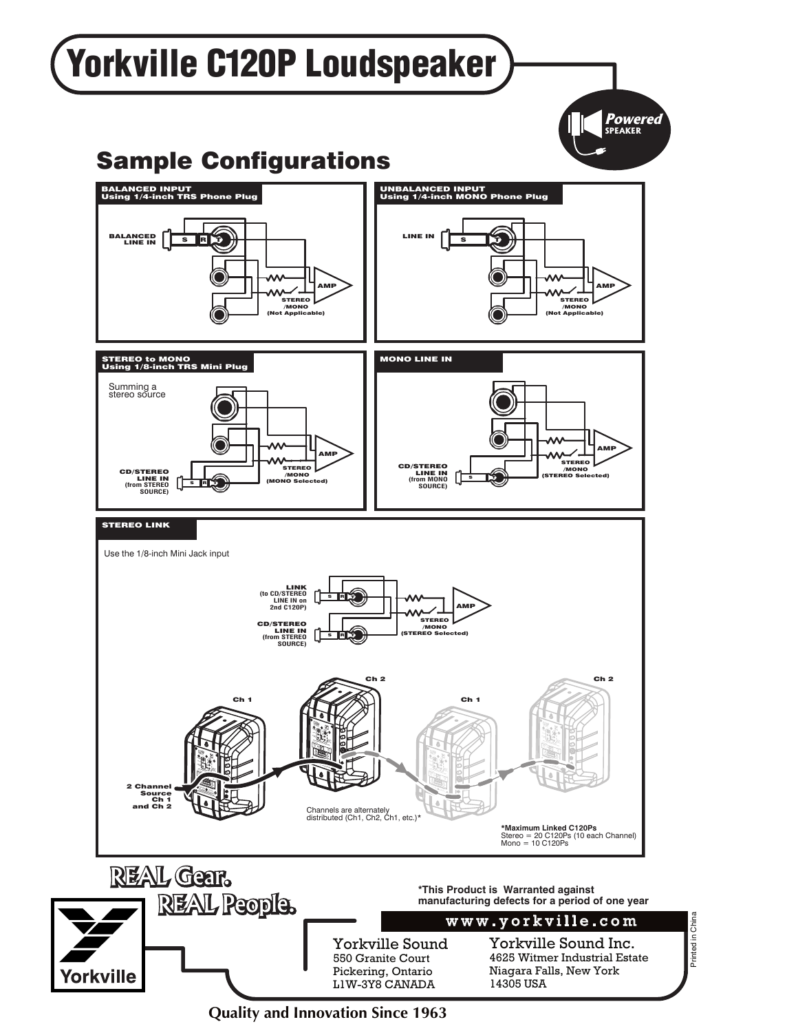# Yorkville C120P Loudspeaker

Powered SPEAKER

## Sample Configurations

### BALANCED INPUT Using 1/4-inch TRS Phone Plug

BALANCED LINE IN

S R T

AMP

STEREO /MONO (Not Applicable)

### UNBALANCED INPUT Using 1/4-inch MONO Phone Plug

LINE IN

S T

AMP

STEREO /MONO (Not Applicable)

### STEREO to MONO Using 1/8-inch TRS Mini Plug

Summing a stereo source

CD/STEREO LINE IN (from STEREO SOURCE)

S R T

AMP

STEREO /MONO (MONO Selected)

### MONO LINE IN

CD/STEREO LINE IN (from MONO SOURCE)

S T

AMP

STEREO /MONO (STEREO Selected)

### STEREO LINK

Use the 1/8-inch Mini Jack input

LINK (to CD/STEREO LINE IN on 2nd C120P)

CD/STEREO LINE IN (from STEREO SOURCE)

S R T

AMP

STEREO /MONO (STEREO Selected)

Ch 1 Ch 2 Ch 1 Ch 2

2 Channel Source Ch 1 and Ch 2

Channels are alternately distributed (Ch1, Ch2, Ch1, etc.)*

**\*Maximum Linked C120Ps**
Stereo = 20 C120Ps (10 each Channel)
Mono = 10 C120Ps

REAL Gear. REAL People.

**\*This Product is Warranted against manufacturing defects for a period of one year**

**www.yorkville.com**

Yorkville

Yorkville Sound
550 Granite Court
Pickering, Ontario
L1W-3Y8 CANADA

Yorkville Sound Inc.
4625 Witmer Industrial Estate
Niagara Falls, New York
14305 USA

Printed in China

**Quality and Innovation Since 1963**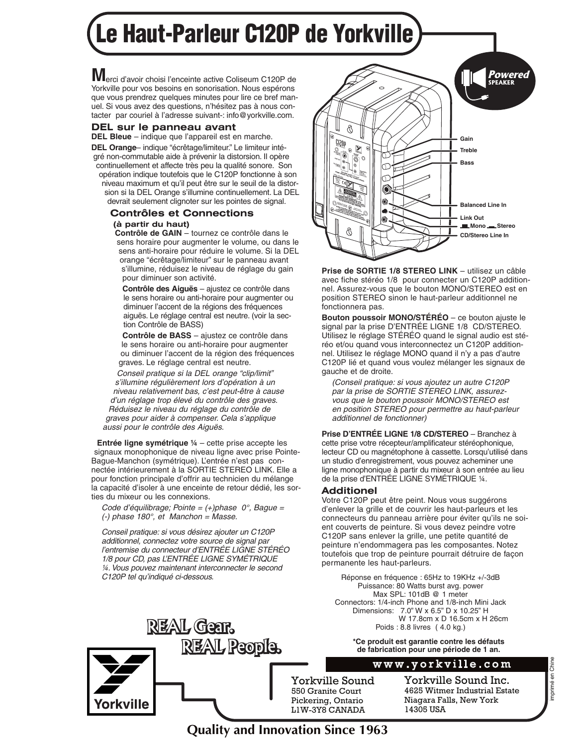# Le Haut-Parleur C120P de Yorkville

**M**erci d'avoir choisi l'enceinte active Coliseum C120P de Yorkville pour vos besoins en sonorisation. Nous espérons que vous prendrez quelques minutes pour lire ce bref manuel. Si vous avez des questions, n'hésitez pas à nous contacter par couriel à l'adresse suivant-: info@yorkville.com.

Powered SPEAKER

Gain
Treble
Bass
Balanced Line In
Link Out
Mono Stereo
CD/Stereo Line In

### DEL sur le panneau avant

**DEL Bleue** – indique que l'appareil est en marche.

**DEL Orange**– indique "écrêtage/limiteur." Le limiteur intégré non-commutable aide à prévenir la distorsion. Il opère continuellement et affecte très peu la qualité sonore. Son opération indique toutefois que le C120P fonctionne à son niveau maximum et qu'il peut être sur le seuil de la distorsion si la DEL Orange s'illumine continuellement. La DEL devrait seulement clignoter sur les pointes de signal.

### Contrôles et Connections

**(à partir du haut)**

**Contrôle de GAIN** – tournez ce contrôle dans le sens horaire pour augmenter le volume, ou dans le sens anti-horaire pour réduire le volume. Si la DEL orange "écrêtage/limiteur" sur le panneau avant s'illumine, réduisez le niveau de réglage du gain pour diminuer son activité.

**Contrôle des Aiguës** – ajustez ce contrôle dans le sens horaire ou anti-horaire pour augmenter ou diminuer l'accent de la régions des fréquences aiguës. Le réglage central est neutre. (voir la section Contrôle de BASS)

**Contrôle de BASS** – ajustez ce contrôle dans le sens horaire ou anti-horaire pour augmenter ou diminuer l'accent de la région des fréquences graves. Le réglage central est neutre.

*Conseil pratique si la DEL orange "clip/limit" s'illumine régulièrement lors d'opération à un niveau relativement bas, c'est peut-être à cause d'un réglage trop élevé du contrôle des graves. Réduisez le niveau du réglage du contrôle de graves pour aider à compenser. Cela s'applique aussi pour le contrôle des Aiguës.*

**Entrée ligne symétrique ¼** – cette prise accepte les signaux monophonique de niveau ligne avec prise Pointe-Bague-Manchon (symétrique). L'entrée n'est pas connectée intérieurement à la SORTIE STEREO LINK. Elle a pour fonction principale d'offrir au technicien du mélange la capacité d'isoler à une enceinte de retour dédié, les sorties du mixeur ou les connexions.

*Code d'équilibrage; Pointe = (+)phase 0°, Bague = (-) phase 180°, et Manchon = Masse.*

*Conseil pratique: si vous désirez ajouter un C120P additionnel, connectez votre source de signal par l'entremise du connecteur d'ENTRÉE LIGNE STÉRÉO 1/8 pour CD, pas L'ENTRÉE LIGNE SYMÉTRIQUE ¼. Vous pouvez maintenant interconnecter le second C120P tel qu'indiqué ci-dessous.*

**Prise de SORTIE 1/8 STEREO LINK** – utilisez un câble avec fiche stéréo 1/8 pour connecter un C120P additionnel. Assurez-vous que le bouton MONO/STEREO est en position STEREO sinon le haut-parleur additionnel ne fonctionnera pas.

**Bouton poussoir MONO/STÉRÉO** – ce bouton ajuste le signal par la prise D'ENTRÉE LIGNE 1/8 CD/STEREO. Utilisez le réglage STÉRÉO quand le signal audio est stéréo et/ou quand vous interconnectez un C120P additionnel. Utilisez le réglage MONO quand il n'y a pas d'autre C120P lié et quand vous voulez mélanger les signaux de gauche et de droite.

*(Conseil pratique: si vous ajoutez un autre C120P par la prise de SORTIE STEREO LINK, assurez-vous que le bouton poussoir MONO/STEREO est en position STEREO pour permettre au haut-parleur additionnel de fonctionner)*

**Prise D'ENTRÉE LIGNE 1/8 CD/STEREO** – Branchez à cette prise votre récepteur/amplificateur stéréophonique, lecteur CD ou magnétophone à cassette. Lorsqu'utilisé dans un studio d'enregistrement, vous pouvez acheminer une ligne monophonique à partir du mixeur à son entrée au lieu de la prise d'ENTRÉE LIGNE SYMÉTRIQUE ¼.

### Additionel

Votre C120P peut être peint. Nous vous suggérons d'enlever la grille et de couvrir les haut-parleurs et les connecteurs du panneau arrière pour éviter qu'ils ne soient couverts de peinture. Si vous devez peindre votre C120P sans enlever la grille, une petite quantité de peinture n'endommagera pas les composantes. Notez toutefois que trop de peinture pourrait détruire de façon permanente les haut-parleurs.

Réponse en fréquence : 65Hz to 19KHz +/-3dB
Puissance: 80 Watts burst avg. power
Max SPL: 101dB @ 1 meter
Connectors: 1/4-inch Phone and 1/8-inch Mini Jack
Dimensions: 7.0" W x 6.5" D x 10.25" H
W 17.8cm x D 16.5cm x H 26cm
Poids : 8.8 livres ( 4.0 kg.)

**\*Ce produit est garantie contre les défauts de fabrication pour une période de 1 an.**

REAL Gear. REAL People.

Yorkville

www.yorkville.com

Yorkville Sound
550 Granite Court
Pickering, Ontario
L1W-3Y8 CANADA

Yorkville Sound Inc.
4625 Witmer Industrial Estate
Niagara Falls, New York
14305 USA

imprimé en Chine

**Quality and Innovation Since 1963**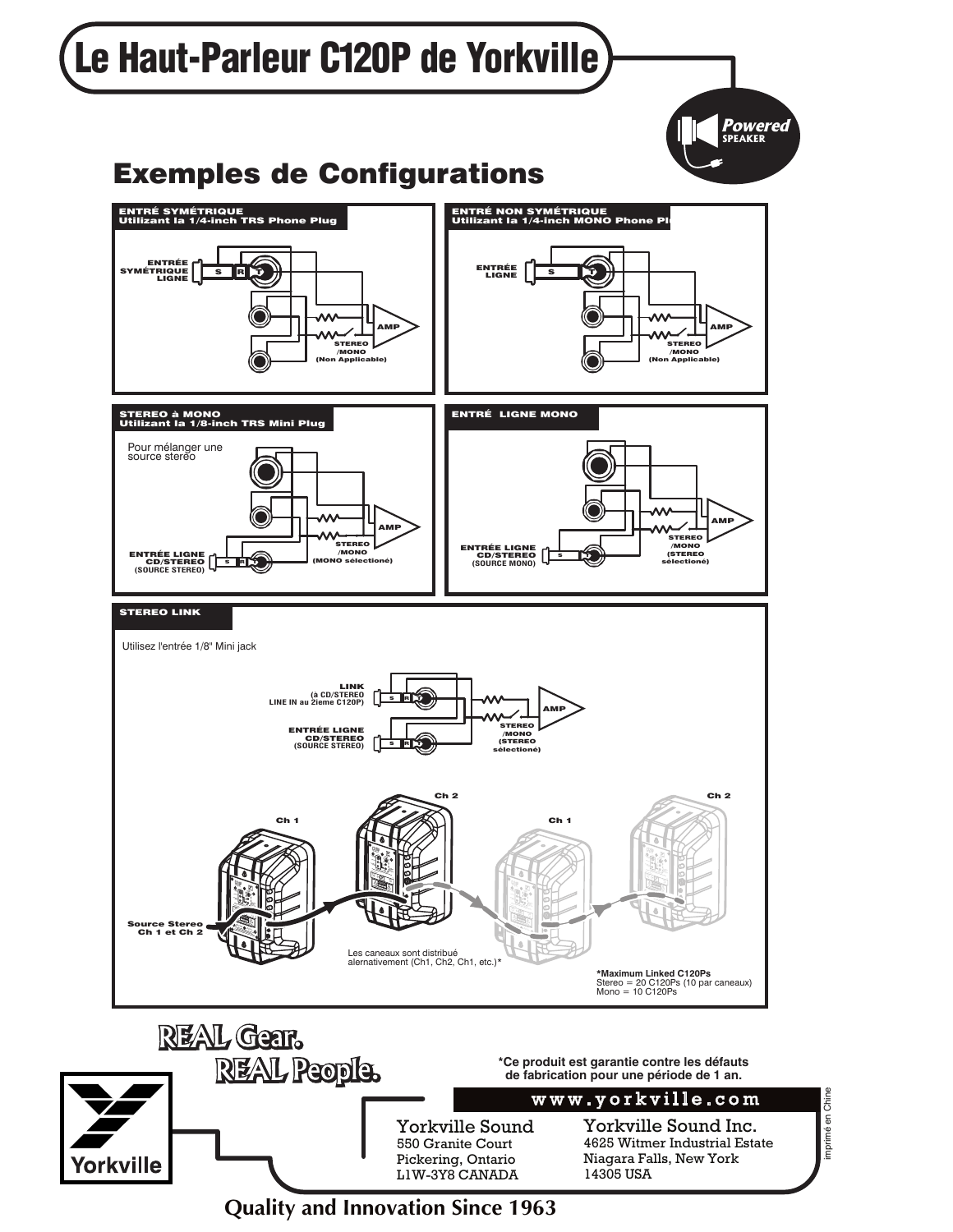# Le Haut-Parleur C120P de Yorkville

Powered SPEAKER

## Exemples de Configurations

**ENTRÉ SYMÉTRIQUE**
**Utilizant la 1/4-inch TRS Phone Plug**

ENTRÉE SYMÉTRIQUE LIGNE

S R T

AMP

STEREO /MONO (Non Applicable)

**ENTRÉ NON SYMÉTRIQUE**
**Utilizant la 1/4-inch MONO Phone Pl**

ENTRÉE LIGNE

S T

AMP

STEREO /MONO (Non Applicable)

**STEREO à MONO**
**Utilizant la 1/8-inch TRS Mini Plug**

Pour mélanger une source stereo

AMP

STEREO /MONO (MONO sélectioné)

ENTRÉE LIGNE CD/STEREO (SOURCE STEREO)

S R

**ENTRÉ LIGNE MONO**

AMP

ENTRÉE LIGNE CD/STEREO (SOURCE MONO)

S

STEREO /MONO (STEREO sélectioné)

**STEREO LINK**

Utilisez l'entrée 1/8" Mini jack

LINK (a CD/STEREO LINE IN au 2ieme C120P)

ENTRÉE LIGNE CD/STEREO (SOURCE STEREO)

S R

AMP

STEREO /MONO (STEREO sélectioné)

Ch 1

Ch 2

Ch 1

Ch 2

Source Stereo Ch 1 et Ch 2

Les caneaux sont distribué alernativement (Ch1, Ch2, Ch1, etc.)*

**\*Maximum Linked C120Ps**
Stereo = 20 C120Ps (10 par caneaux)
Mono = 10 C120Ps

REAL Gear. REAL People.

**\*Ce produit est garantie contre les défauts de fabrication pour une période de 1 an.**

www.yorkville.com

Yorkville

Yorkville Sound
550 Granite Court
Pickering, Ontario
L1W-3Y8 CANADA

Yorkville Sound Inc.
4625 Witmer Industrial Estate
Niagara Falls, New York
14305 USA

imprimé en Chine

**Quality and Innovation Since 1963**